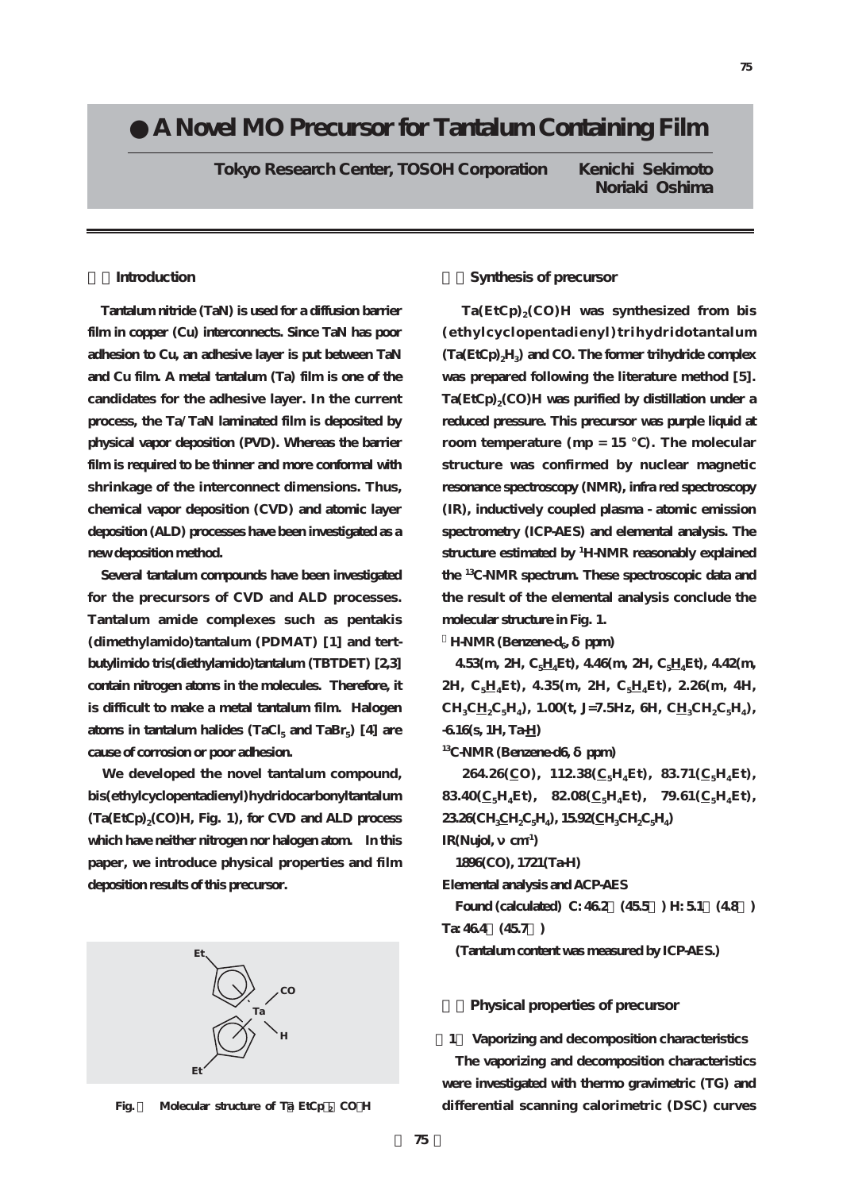# A Novel MO Precursor for Tantalum Containing Film

**Tokyo Research Center, TOSOH Corporation** **Kenichi Sekimoto**
**Noriaki Oshima**

## Introduction

Tantalum nitride (TaN) is used for a diffusion barrier film in copper (Cu) interconnects. Since TaN has poor adhesion to Cu, an adhesive layer is put between TaN and Cu film. A metal tantalum (Ta) film is one of the candidates for the adhesive layer. In the current process, the Ta/TaN laminated film is deposited by physical vapor deposition (PVD). Whereas the barrier film is required to be thinner and more conformal with shrinkage of the interconnect dimensions. Thus, chemical vapor deposition (CVD) and atomic layer deposition (ALD) processes have been investigated as a new deposition method.

Several tantalum compounds have been investigated for the precursors of CVD and ALD processes. Tantalum amide complexes such as pentakis (dimethylamido)tantalum (PDMAT) [1] and tert-butylimido tris(diethylamido)tantalum (TBTDET) [2,3] contain nitrogen atoms in the molecules. Therefore, it is difficult to make a metal tantalum film. Halogen atoms in tantalum halides ($TaCl_5$ and $TaBr_5$) [4] are cause of corrosion or poor adhesion.

We developed the novel tantalum compound, bis(ethylcyclopentadienyl)hydridocarbonyltantalum ($Ta(EtCp)_2(CO)H$, Fig. 1), for CVD and ALD process which have neither nitrogen nor halogen atom. In this paper, we introduce physical properties and film deposition results of this precursor.

Fig. 1 Molecular structure of $Ta(EtCp)_2(CO)H$

## Synthesis of precursor

$Ta(EtCp)_2(CO)H$ was synthesized from bis (ethylcyclopentadienyl)trihydridotantalum ($Ta(EtCp)_2H_3$) and CO. The former trihydride complex was prepared following the literature method [5]. $Ta(EtCp)_2(CO)H$ was purified by distillation under a reduced pressure. This precursor was purple liquid at room temperature (mp = 15 °C). The molecular structure was confirmed by nuclear magnetic resonance spectroscopy (NMR), infra red spectroscopy (IR), inductively coupled plasma - atomic emission spectrometry (ICP-AES) and elemental analysis. The structure estimated by $^1$H-NMR reasonably explained the $^{13}$C-NMR spectrum. These spectroscopic data and the result of the elemental analysis conclude the molecular structure in Fig. 1.

$^1$H-NMR (Benzene-$d_6$, δ ppm)

4.53(m, 2H, $C_5\underline{H}_4Et$), 4.46(m, 2H, $C_5\underline{H}_4Et$), 4.42(m, 2H, $C_5\underline{H}_4Et$), 4.35(m, 2H, $C_5\underline{H}_4Et$), 2.26(m, 4H, $CH_3C\underline{H}_2C_5H_4$), 1.00(t, J=7.5Hz, 6H, $C\underline{H}_3CH_2C_5H_4$), -6.16(s, 1H, Ta-$\underline{H}$)

$^{13}$C-NMR (Benzene-d6, δ ppm)

264.26($\underline{C}$O), 112.38($\underline{C}_5H_4Et$), 83.71($\underline{C}_5H_4Et$), 83.40($\underline{C}_5H_4Et$), 82.08($\underline{C}_5H_4Et$), 79.61($\underline{C}_5H_4Et$), 23.26($CH_3\underline{C}H_2C_5H_4$), 15.92($\underline{C}H_3CH_2C_5H_4$)

IR(Nujol, ν cm$^{-1}$)

1896(CO), 1721(Ta-H)

Elemental analysis and ACP-AES

Found (calculated) C: 46.2 (45.5 ) H: 5.1 (4.8 ) Ta: 46.4 (45.7 )

(Tantalum content was measured by ICP-AES.)

## Physical properties of precursor

### 1 Vaporizing and decomposition characteristics

The vaporizing and decomposition characteristics were investigated with thermo gravimetric (TG) and differential scanning calorimetric (DSC) curves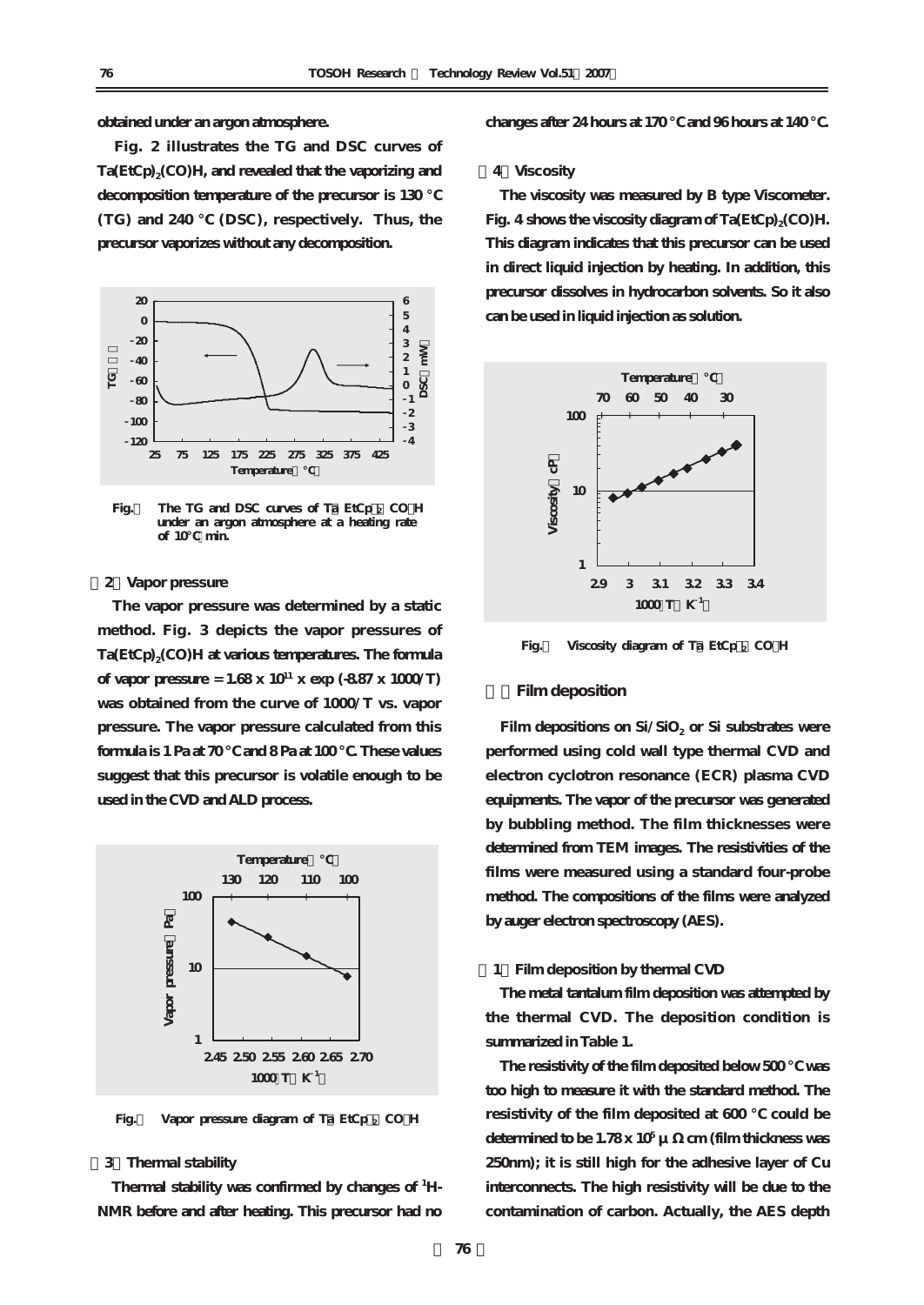obtained under an argon atmosphere.

Fig. 2 illustrates the TG and DSC curves of $Ta(EtCp)_2(CO)H$, and revealed that the vaporizing and decomposition temperature of the precursor is 130 °C (TG) and 240 °C (DSC), respectively. Thus, the precursor vaporizes without any decomposition.

Fig. 2 The TG and DSC curves of Ta(EtCp)$_2$(CO)H under an argon atmosphere at a heating rate of 10°C/min.

### (2) Vapor pressure

The vapor pressure was determined by a static method. Fig. 3 depicts the vapor pressures of $Ta(EtCp)_2(CO)H$ at various temperatures. The formula of vapor pressure = $1.68 \times 10^{11} \times \exp(-8.87 \times 1000/T)$ was obtained from the curve of 1000/T vs. vapor pressure. The vapor pressure calculated from this formula is 1 Pa at 70 °C and 8 Pa at 100 °C. These values suggest that this precursor is volatile enough to be used in the CVD and ALD process.

Fig. 3 Vapor pressure diagram of Ta(EtCp)$_2$(CO)H

### (3) Thermal stability

Thermal stability was confirmed by changes of $^1$H-NMR before and after heating. This precursor had no changes after 24 hours at 170 °C and 96 hours at 140 °C.

### (4) Viscosity

The viscosity was measured by B type Viscometer. Fig. 4 shows the viscosity diagram of $Ta(EtCp)_2(CO)H$. This diagram indicates that this precursor can be used in direct liquid injection by heating. In addition, this precursor dissolves in hydrocarbon solvents. So it also can be used in liquid injection as solution.

Fig. 4 Viscosity diagram of Ta(EtCp)$_2$(CO)H

## 3. Film deposition

Film depositions on $Si/SiO_2$ or Si substrates were performed using cold wall type thermal CVD and electron cyclotron resonance (ECR) plasma CVD equipments. The vapor of the precursor was generated by bubbling method. The film thicknesses were determined from TEM images. The resistivities of the films were measured using a standard four-probe method. The compositions of the films were analyzed by auger electron spectroscopy (AES).

### (1) Film deposition by thermal CVD

The metal tantalum film deposition was attempted by the thermal CVD. The deposition condition is summarized in Table 1.

The resistivity of the film deposited below 500 °C was too high to measure it with the standard method. The resistivity of the film deposited at 600 °C could be determined to be $1.78 \times 10^5$ μΩcm (film thickness was 250nm); it is still high for the adhesive layer of Cu interconnects. The high resistivity will be due to the contamination of carbon. Actually, the AES depth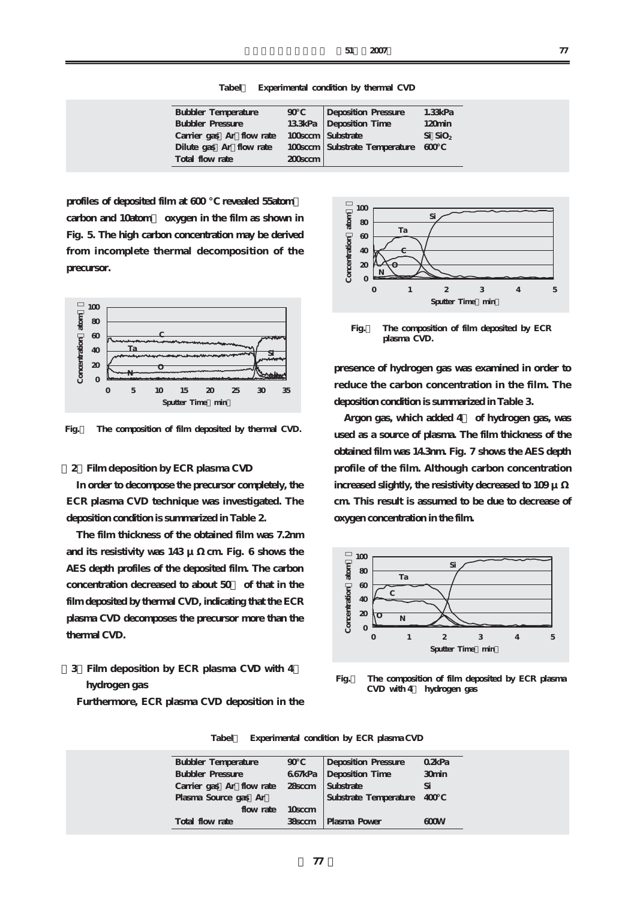Tabel 2 Experimental condition by thermal CVD

| Bubbler Temperature | 90°C | Deposition Pressure | 1.33kPa |
|---|---|---|---|
| Bubbler Pressure | 13.3kPa | Deposition Time | 120min |
| Carrier gas (Ar) flow rate | 100sccm | Substrate | Si/$SiO_2$ |
| Dilute gas (Ar) flow rate | 100sccm | Substrate Temperature | 600°C |
| Total flow rate | 200sccm | | |

profiles of deposited film at 600 °C revealed 55atom% carbon and 10atom% oxygen in the film as shown in Fig. 5. The high carbon concentration may be derived from incomplete thermal decomposition of the precursor.

Fig. 5 The composition of film deposited by thermal CVD.

(2) Film deposition by ECR plasma CVD

In order to decompose the precursor completely, the ECR plasma CVD technique was investigated. The deposition condition is summarized in Table 2.

The film thickness of the obtained film was 7.2nm and its resistivity was 143 μΩcm. Fig. 6 shows the AES depth profiles of the deposited film. The carbon concentration decreased to about 50% of that in the film deposited by thermal CVD, indicating that the ECR plasma CVD decomposes the precursor more than the thermal CVD.

(3) Film deposition by ECR plasma CVD with 4% hydrogen gas

Furthermore, ECR plasma CVD deposition in the presence of hydrogen gas was examined in order to reduce the carbon concentration in the film. The deposition condition is summarized in Table 3.

Fig. 6 The composition of film deposited by ECR plasma CVD.

Argon gas, which added 4% of hydrogen gas, was used as a source of plasma. The film thickness of the obtained film was 14.3nm. Fig. 7 shows the AES depth profile of the film. Although carbon concentration increased slightly, the resistivity decreased to 109 μΩcm. This result is assumed to be due to decrease of oxygen concentration in the film.

Fig. 7 The composition of film deposited by ECR plasma CVD with 4% hydrogen gas

Tabel 3 Experimental condition by ECR plasma CVD

| Bubbler Temperature | 90°C | Deposition Pressure | 0.2kPa |
|---|---|---|---|
| Bubbler Pressure | 6.67kPa | Deposition Time | 30min |
| Carrier gas (Ar) flow rate | 28sccm | Substrate | Si |
| Plasma Source gas (Ar) flow rate | 10sccm | Substrate Temperature | 400°C |
| Total flow rate | 38sccm | Plasma Power | 600W |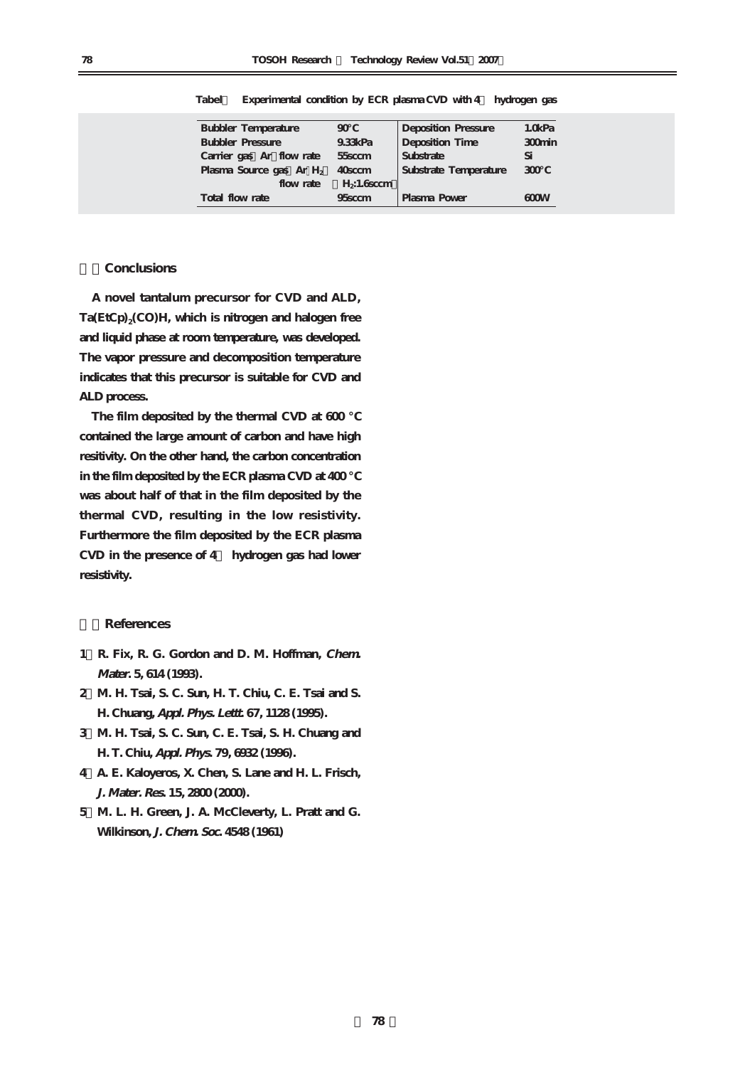Tabel　Experimental condition by ECR plasma CVD with 4％ hydrogen gas

| | | | |
|---|---|---|---|
| Bubbler Temperature | 90℃ | Deposition Pressure | 1.0kPa |
| Bubbler Pressure | 9.33kPa | Deposition Time | 300min |
| Carrier gas（Ar）flow rate | 55sccm | Substrate | Si |
| Plasma Source gas（Ar/$H_2$）flow rate | 40sccm（$H_2$:1.6sccm） | Substrate Temperature | 300℃ |
| Total flow rate | 95sccm | Plasma Power | 600W |

## Conclusions

A novel tantalum precursor for CVD and ALD, $Ta(EtCp)_2(CO)H$, which is nitrogen and halogen free and liquid phase at room temperature, was developed. The vapor pressure and decomposition temperature indicates that this precursor is suitable for CVD and ALD process.

The film deposited by the thermal CVD at 600 °C contained the large amount of carbon and have high resitivity. On the other hand, the carbon concentration in the film deposited by the ECR plasma CVD at 400 °C was about half of that in the film deposited by the thermal CVD, resulting in the low resistivity. Furthermore the film deposited by the ECR plasma CVD in the presence of 4％ hydrogen gas had lower resistivity.

## References

1）R. Fix, R. G. Gordon and D. M. Hoffman, *Chem. Mater.* 5, 614 (1993).
2）M. H. Tsai, S. C. Sun, H. T. Chiu, C. E. Tsai and S. H. Chuang, *Appl. Phys. Lett.* 67, 1128 (1995).
3）M. H. Tsai, S. C. Sun, C. E. Tsai, S. H. Chuang and H. T. Chiu, *Appl. Phys.* 79, 6932 (1996).
4）A. E. Kaloyeros, X. Chen, S. Lane and H. L. Frisch, *J. Mater. Res.* 15, 2800 (2000).
5）M. L. H. Green, J. A. McCleverty, L. Pratt and G. Wilkinson, *J. Chem. Soc.* 4548 (1961)